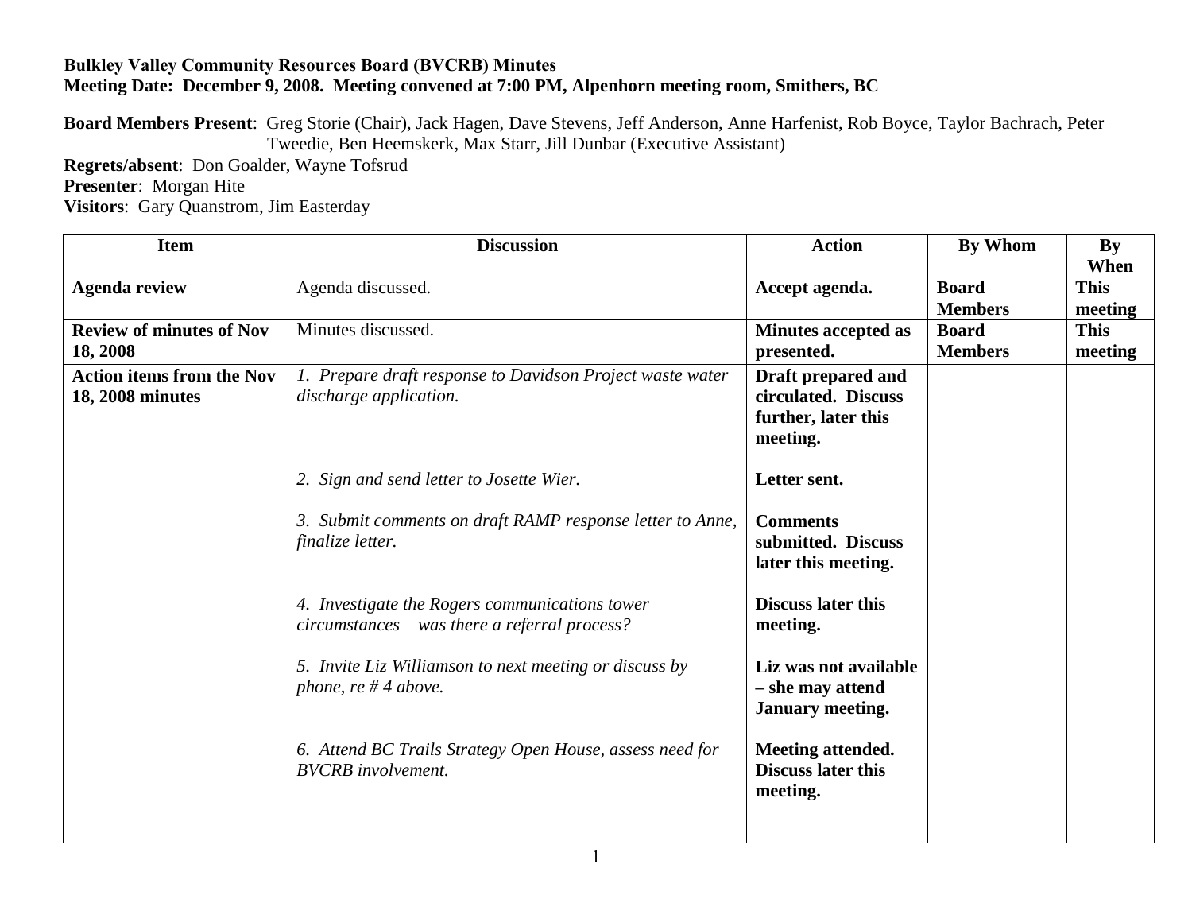**Bulkley Valley Community Resources Board (BVCRB) Minutes**
**Meeting Date: December 9, 2008. Meeting convened at 7:00 PM, Alpenhorn meeting room, Smithers, BC**

**Board Members Present**: Greg Storie (Chair), Jack Hagen, Dave Stevens, Jeff Anderson, Anne Harfenist, Rob Boyce, Taylor Bachrach, Peter Tweedie, Ben Heemskerk, Max Starr, Jill Dunbar (Executive Assistant)
**Regrets/absent**: Don Goalder, Wayne Tofsrud
**Presenter**: Morgan Hite
**Visitors**: Gary Quanstrom, Jim Easterday

| Item | Discussion | Action | By Whom | By When |
|---|---|---|---|---|
| **Agenda review** | Agenda discussed. | **Accept agenda.** | **Board Members** | **This meeting** |
| **Review of minutes of Nov 18, 2008** | Minutes discussed. | **Minutes accepted as presented.** | **Board Members** | **This meeting** |
| **Action items from the Nov 18, 2008 minutes** | *1. Prepare draft response to Davidson Project waste water discharge application.* | **Draft prepared and circulated. Discuss further, later this meeting.** | | |
| | *2. Sign and send letter to Josette Wier.* | **Letter sent.** | | |
| | *3. Submit comments on draft RAMP response letter to Anne, finalize letter.* | **Comments submitted. Discuss later this meeting.** | | |
| | *4. Investigate the Rogers communications tower circumstances – was there a referral process?* | **Discuss later this meeting.** | | |
| | *5. Invite Liz Williamson to next meeting or discuss by phone, re # 4 above.* | **Liz was not available – she may attend January meeting.** | | |
| | *6. Attend BC Trails Strategy Open House, assess need for BVCRB involvement.* | **Meeting attended. Discuss later this meeting.** | | |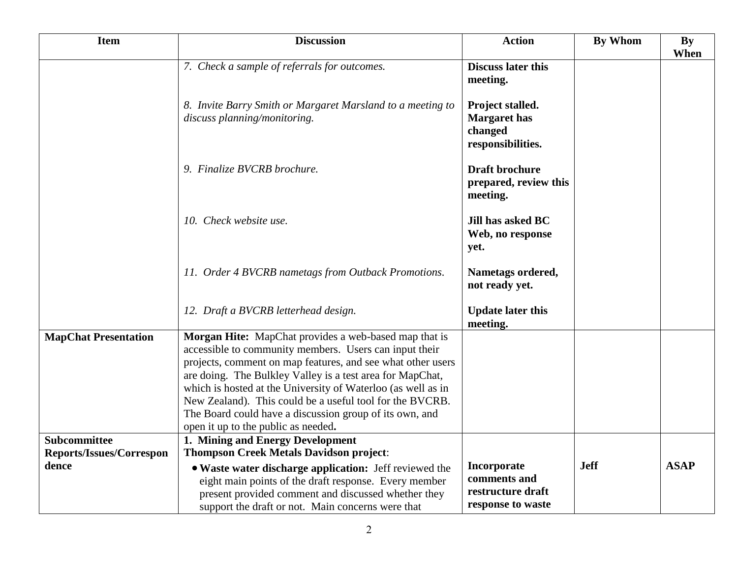| Item | Discussion | Action | By Whom | By When |
|---|---|---|---|---|
| | *7. Check a sample of referrals for outcomes.* | **Discuss later this meeting.** | | |
| | *8. Invite Barry Smith or Margaret Marsland to a meeting to discuss planning/monitoring.* | **Project stalled. Margaret has changed responsibilities.** | | |
| | *9. Finalize BVCRB brochure.* | **Draft brochure prepared, review this meeting.** | | |
| | *10. Check website use.* | **Jill has asked BC Web, no response yet.** | | |
| | *11. Order 4 BVCRB nametags from Outback Promotions.* | **Nametags ordered, not ready yet.** | | |
| | *12. Draft a BVCRB letterhead design.* | **Update later this meeting.** | | |
| **MapChat Presentation** | **Morgan Hite:** MapChat provides a web-based map that is accessible to community members. Users can input their projects, comment on map features, and see what other users are doing. The Bulkley Valley is a test area for MapChat, which is hosted at the University of Waterloo (as well as in New Zealand). This could be a useful tool for the BVCRB. The Board could have a discussion group of its own, and open it up to the public as needed**.** | | | |
| **Subcommittee Reports/Issues/Correspondence** | **1. Mining and Energy Development**<br>**Thompson Creek Metals Davidson project**:<br>• **Waste water discharge application:** Jeff reviewed the eight main points of the draft response. Every member present provided comment and discussed whether they support the draft or not. Main concerns were that | **Incorporate comments and restructure draft response to waste** | **Jeff** | **ASAP** |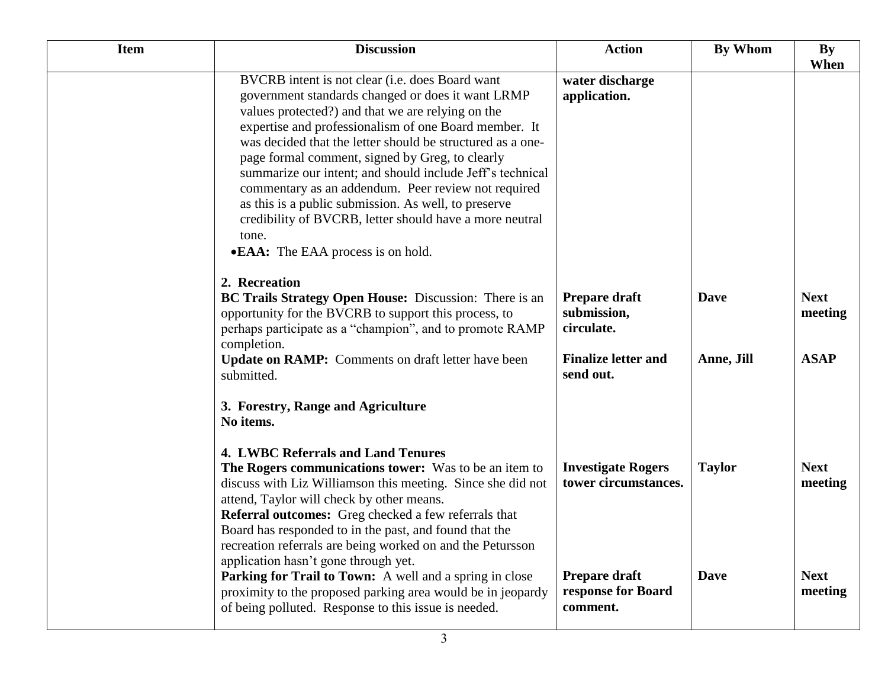| Item | Discussion | Action | By Whom | By When |
|---|---|---|---|---|
| | BVCRB intent is not clear (i.e. does Board want government standards changed or does it want LRMP values protected?) and that we are relying on the expertise and professionalism of one Board member. It was decided that the letter should be structured as a one-page formal comment, signed by Greg, to clearly summarize our intent; and should include Jeff's technical commentary as an addendum. Peer review not required as this is a public submission. As well, to preserve credibility of BVCRB, letter should have a more neutral tone. | **water discharge application.** | | |
| | • **EAA:** The EAA process is on hold. | | | |
| | **2. Recreation** | | | |
| | **BC Trails Strategy Open House:** Discussion: There is an opportunity for the BVCRB to support this process, to perhaps participate as a "champion", and to promote RAMP completion. | **Prepare draft submission, circulate.** | **Dave** | **Next meeting** |
| | **Update on RAMP:** Comments on draft letter have been submitted. | **Finalize letter and send out.** | **Anne, Jill** | **ASAP** |
| | **3. Forestry, Range and Agriculture** | | | |
| | **No items.** | | | |
| | **4. LWBC Referrals and Land Tenures** | | | |
| | **The Rogers communications tower:** Was to be an item to discuss with Liz Williamson this meeting. Since she did not attend, Taylor will check by other means. | **Investigate Rogers tower circumstances.** | **Taylor** | **Next meeting** |
| | **Referral outcomes:** Greg checked a few referrals that Board has responded to in the past, and found that the recreation referrals are being worked on and the Petursson application hasn't gone through yet. | | | |
| | **Parking for Trail to Town:** A well and a spring in close proximity to the proposed parking area would be in jeopardy of being polluted. Response to this issue is needed. | **Prepare draft response for Board comment.** | **Dave** | **Next meeting** |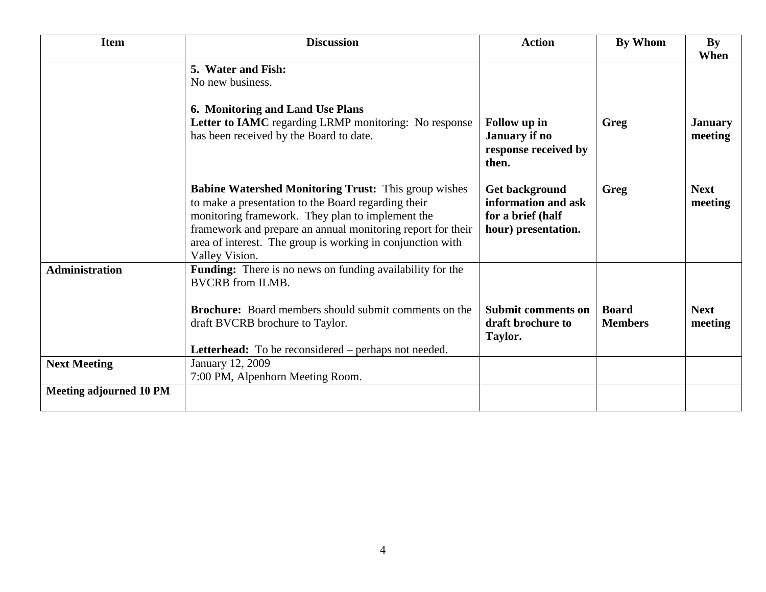| Item | Discussion | Action | By Whom | By When |
|---|---|---|---|---|
| | **5. Water and Fish:**<br>No new business.<br><br>**6. Monitoring and Land Use Plans**<br>**Letter to IAMC** regarding LRMP monitoring: No response has been received by the Board to date. | **Follow up in January if no response received by then.** | **Greg** | **January meeting** |
| | **Babine Watershed Monitoring Trust:** This group wishes to make a presentation to the Board regarding their monitoring framework. They plan to implement the framework and prepare an annual monitoring report for their area of interest. The group is working in conjunction with Valley Vision. | **Get background information and ask for a brief (half hour) presentation.** | **Greg** | **Next meeting** |
| **Administration** | **Funding:** There is no news on funding availability for the BVCRB from ILMB.<br><br>**Brochure:** Board members should submit comments on the draft BVCRB brochure to Taylor.<br><br>**Letterhead:** To be reconsidered – perhaps not needed. | **Submit comments on draft brochure to Taylor.** | **Board Members** | **Next meeting** |
| **Next Meeting** | January 12, 2009<br>7:00 PM, Alpenhorn Meeting Room. | | | |
| **Meeting adjourned 10 PM** | | | | |